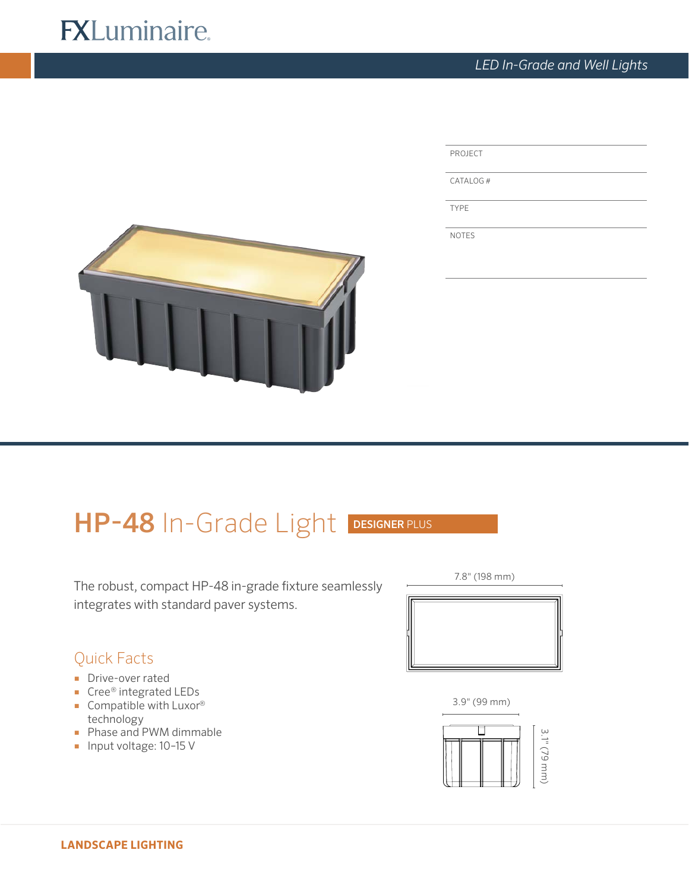FXLuminaire

*LED In-Grade and Well Lights*

| PROJECT | |
|---|---|
| CATALOG # | |
| TYPE | |
| NOTES | |

# **HP-48** In-Grade Light **DESIGNER** PLUS

The robust, compact HP-48 in-grade fixture seamlessly integrates with standard paver systems.

7.8" (198 mm)

3.9" (99 mm)

3.1" (79 mm)

## Quick Facts

- Drive-over rated
- Cree® integrated LEDs
- Compatible with Luxor® technology
- Phase and PWM dimmable
- Input voltage: 10–15 V

**LANDSCAPE LIGHTING**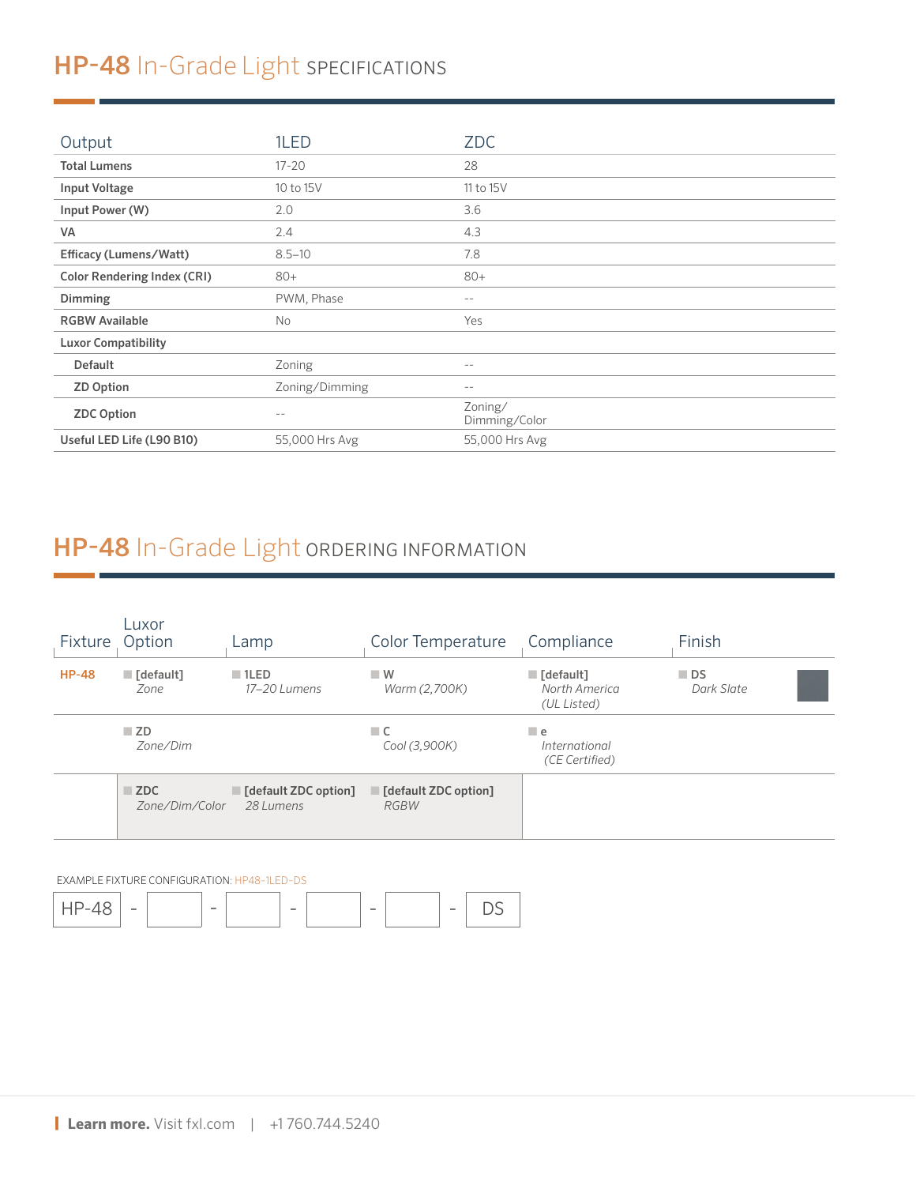## HP-48 In-Grade Light SPECIFICATIONS

| Output | 1LED | ZDC |
|---|---|---|
| **Total Lumens** | 17-20 | 28 |
| **Input Voltage** | 10 to 15V | 11 to 15V |
| **Input Power (W)** | 2.0 | 3.6 |
| **VA** | 2.4 | 4.3 |
| **Efficacy (Lumens/Watt)** | 8.5–10 | 7.8 |
| **Color Rendering Index (CRI)** | 80+ | 80+ |
| **Dimming** | PWM, Phase | -- |
| **RGBW Available** | No | Yes |
| **Luxor Compatibility** | | |
| **Default** | Zoning | -- |
| **ZD Option** | Zoning/Dimming | -- |
| **ZDC Option** | -- | Zoning/ Dimming/Color |
| **Useful LED Life (L90 B10)** | 55,000 Hrs Avg | 55,000 Hrs Avg |

## HP-48 In-Grade Light ORDERING INFORMATION

| Fixture | Luxor Option | Lamp | Color Temperature | Compliance | Finish |
|---|---|---|---|---|---|
| HP-48 | **[default]** *Zone* | **1LED** *17–20 Lumens* | **W** *Warm (2,700K)* | **[default]** *North America (UL Listed)* | **DS** *Dark Slate* |
| | **ZD** *Zone/Dim* | | **C** *Cool (3,900K)* | **e** *International (CE Certified)* | |
| | **ZDC** *Zone/Dim/Color* | **[default ZDC option]** *28 Lumens* | **[default ZDC option]** *RGBW* | | |

EXAMPLE FIXTURE CONFIGURATION: HP48-1LED-DS

HP-48 - [ ] - [ ] - [ ] - [ ] - DS

**Learn more.** Visit fxl.com | +1 760.744.5240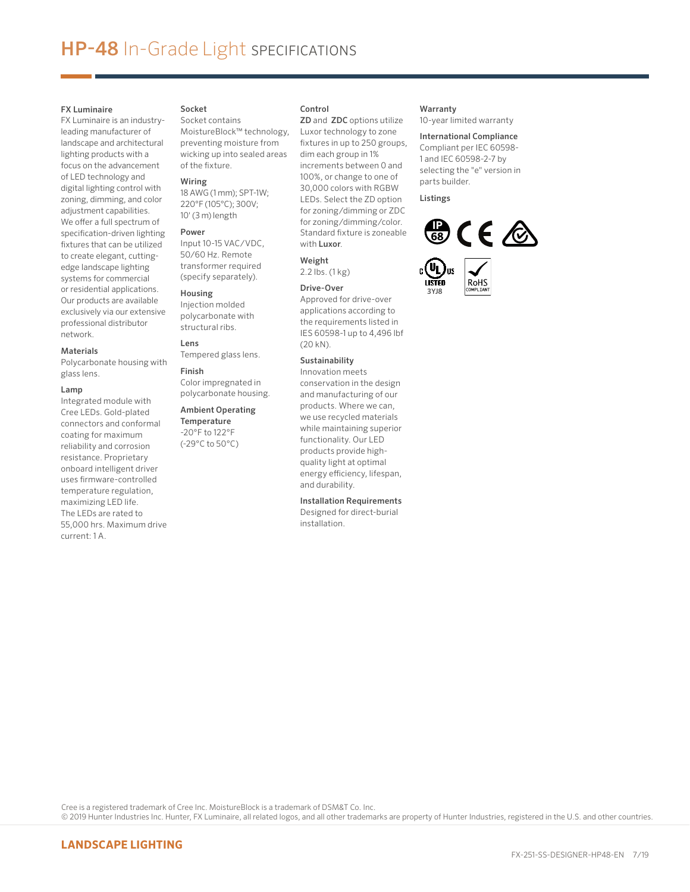# HP-48 In-Grade Light SPECIFICATIONS

**FX Luminaire**
FX Luminaire is an industry-leading manufacturer of landscape and architectural lighting products with a focus on the advancement of LED technology and digital lighting control with zoning, dimming, and color adjustment capabilities. We offer a full spectrum of specification-driven lighting fixtures that can be utilized to create elegant, cutting-edge landscape lighting systems for commercial or residential applications. Our products are available exclusively via our extensive professional distributor network.

**Materials**
Polycarbonate housing with glass lens.

**Lamp**
Integrated module with Cree LEDs. Gold-plated connectors and conformal coating for maximum reliability and corrosion resistance. Proprietary onboard intelligent driver uses firmware-controlled temperature regulation, maximizing LED life. The LEDs are rated to 55,000 hrs. Maximum drive current: 1 A.

**Socket**
Socket contains MoistureBlock™ technology, preventing moisture from wicking up into sealed areas of the fixture.

**Wiring**
18 AWG (1 mm); SPT-1W; 220°F (105°C); 300V; 10' (3 m) length

**Power**
Input 10-15 VAC/VDC, 50/60 Hz. Remote transformer required (specify separately).

**Housing**
Injection molded polycarbonate with structural ribs.

**Lens**
Tempered glass lens.

**Finish**
Color impregnated in polycarbonate housing.

**Ambient Operating Temperature**
-20°F to 122°F (-29°C to 50°C)

**Control**
**ZD** and **ZDC** options utilize Luxor technology to zone fixtures in up to 250 groups, dim each group in 1% increments between 0 and 100%, or change to one of 30,000 colors with RGBW LEDs. Select the ZD option for zoning/dimming or ZDC for zoning/dimming/color. Standard fixture is zoneable with **Luxor**.

**Weight**
2.2 lbs. (1 kg)

**Drive-Over**
Approved for drive-over applications according to the requirements listed in IES 60598-1 up to 4,496 lbf (20 kN).

**Sustainability**
Innovation meets conservation in the design and manufacturing of our products. Where we can, we use recycled materials while maintaining superior functionality. Our LED products provide high-quality light at optimal energy efficiency, lifespan, and durability.

**Installation Requirements**
Designed for direct-burial installation.

**Warranty**
10-year limited warranty

**International Compliance**
Compliant per IEC 60598-1 and IEC 60598-2-7 by selecting the "e" version in parts builder.

**Listings**

IP 68 CE

c UL us LISTED 3YJ8 RoHS COMPLIANT

Cree is a registered trademark of Cree Inc. MoistureBlock is a trademark of DSM&T Co. Inc.
© 2019 Hunter Industries Inc. Hunter, FX Luminaire, all related logos, and all other trademarks are property of Hunter Industries, registered in the U.S. and other countries.

LANDSCAPE LIGHTING

FX-251-SS-DESIGNER-HP48-EN 7/19